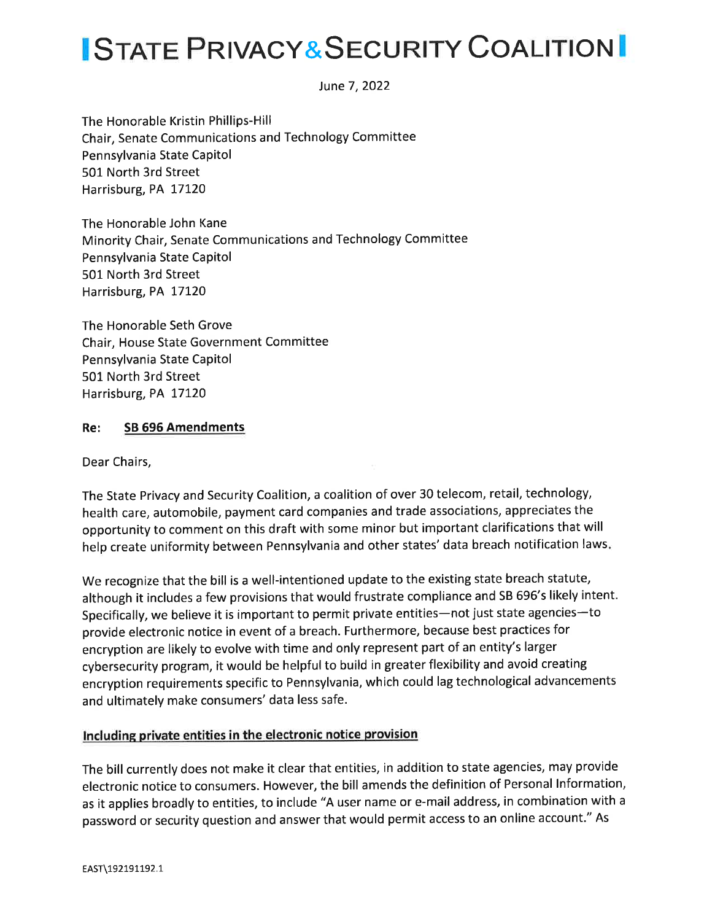# STATE PRIVACY & SECURITY COALITION

June 7, 2022

The Honorable Kristin Phillips-Hill
Chair, Senate Communications and Technology Committee
Pennsylvania State Capitol
501 North 3rd Street
Harrisburg, PA 17120

The Honorable John Kane
Minority Chair, Senate Communications and Technology Committee
Pennsylvania State Capitol
501 North 3rd Street
Harrisburg, PA 17120

The Honorable Seth Grove
Chair, House State Government Committee
Pennsylvania State Capitol
501 North 3rd Street
Harrisburg, PA 17120

**Re: SB 696 Amendments**

Dear Chairs,

The State Privacy and Security Coalition, a coalition of over 30 telecom, retail, technology, health care, automobile, payment card companies and trade associations, appreciates the opportunity to comment on this draft with some minor but important clarifications that will help create uniformity between Pennsylvania and other states' data breach notification laws.

We recognize that the bill is a well-intentioned update to the existing state breach statute, although it includes a few provisions that would frustrate compliance and SB 696's likely intent. Specifically, we believe it is important to permit private entities—not just state agencies—to provide electronic notice in event of a breach. Furthermore, because best practices for encryption are likely to evolve with time and only represent part of an entity's larger cybersecurity program, it would be helpful to build in greater flexibility and avoid creating encryption requirements specific to Pennsylvania, which could lag technological advancements and ultimately make consumers' data less safe.

**Including private entities in the electronic notice provision**

The bill currently does not make it clear that entities, in addition to state agencies, may provide electronic notice to consumers. However, the bill amends the definition of Personal Information, as it applies broadly to entities, to include "A user name or e-mail address, in combination with a password or security question and answer that would permit access to an online account." As

EAST\192191192.1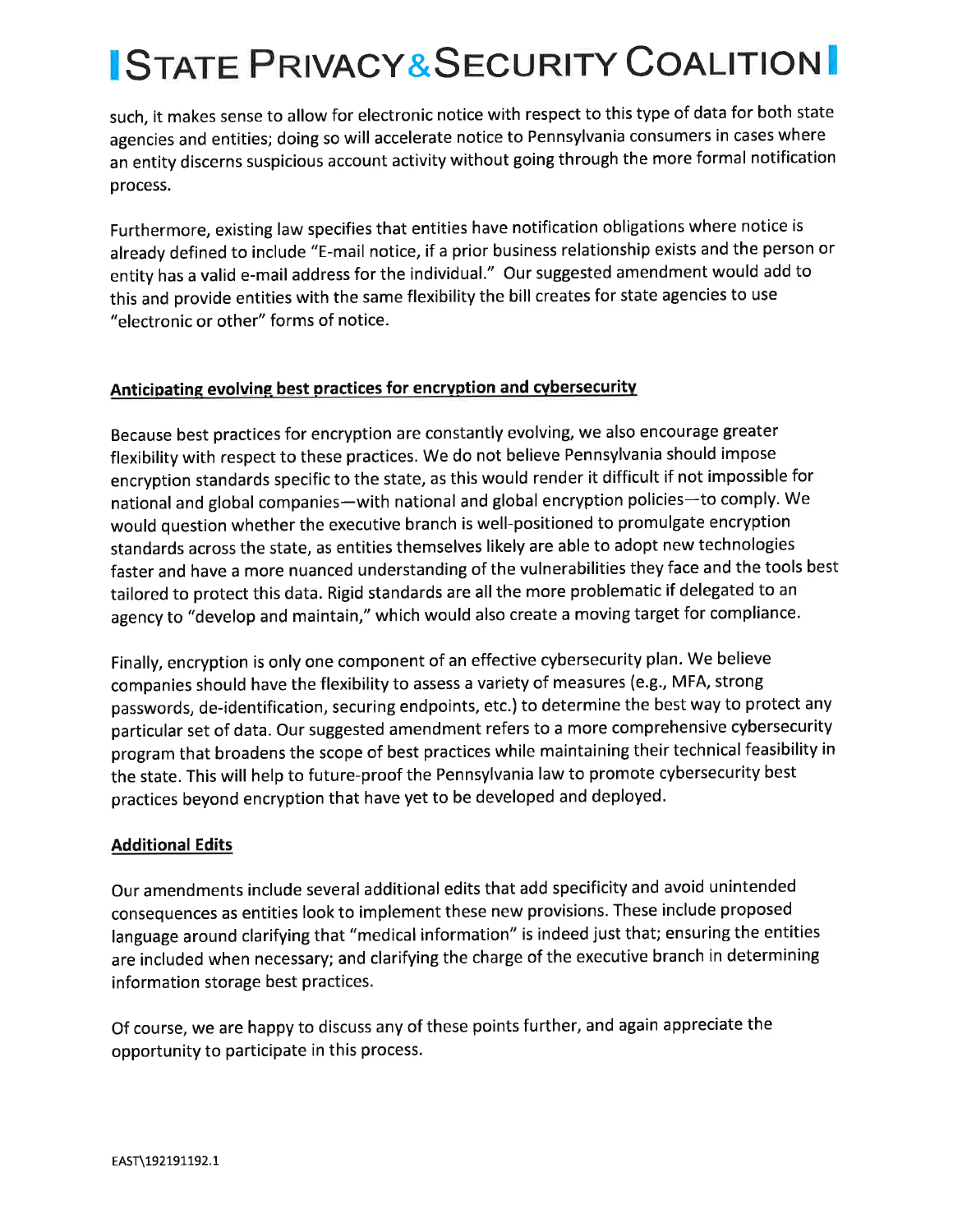such, it makes sense to allow for electronic notice with respect to this type of data for both state agencies and entities; doing so will accelerate notice to Pennsylvania consumers in cases where an entity discerns suspicious account activity without going through the more formal notification process.

Furthermore, existing law specifies that entities have notification obligations where notice is already defined to include "E-mail notice, if a prior business relationship exists and the person or entity has a valid e-mail address for the individual." Our suggested amendment would add to this and provide entities with the same flexibility the bill creates for state agencies to use "electronic or other" forms of notice.

**Anticipating evolving best practices for encryption and cybersecurity**

Because best practices for encryption are constantly evolving, we also encourage greater flexibility with respect to these practices. We do not believe Pennsylvania should impose encryption standards specific to the state, as this would render it difficult if not impossible for national and global companies—with national and global encryption policies—to comply. We would question whether the executive branch is well-positioned to promulgate encryption standards across the state, as entities themselves likely are able to adopt new technologies faster and have a more nuanced understanding of the vulnerabilities they face and the tools best tailored to protect this data. Rigid standards are all the more problematic if delegated to an agency to "develop and maintain," which would also create a moving target for compliance.

Finally, encryption is only one component of an effective cybersecurity plan. We believe companies should have the flexibility to assess a variety of measures (e.g., MFA, strong passwords, de-identification, securing endpoints, etc.) to determine the best way to protect any particular set of data. Our suggested amendment refers to a more comprehensive cybersecurity program that broadens the scope of best practices while maintaining their technical feasibility in the state. This will help to future-proof the Pennsylvania law to promote cybersecurity best practices beyond encryption that have yet to be developed and deployed.

**Additional Edits**

Our amendments include several additional edits that add specificity and avoid unintended consequences as entities look to implement these new provisions. These include proposed language around clarifying that "medical information" is indeed just that; ensuring the entities are included when necessary; and clarifying the charge of the executive branch in determining information storage best practices.

Of course, we are happy to discuss any of these points further, and again appreciate the opportunity to participate in this process.

EAST\192191192.1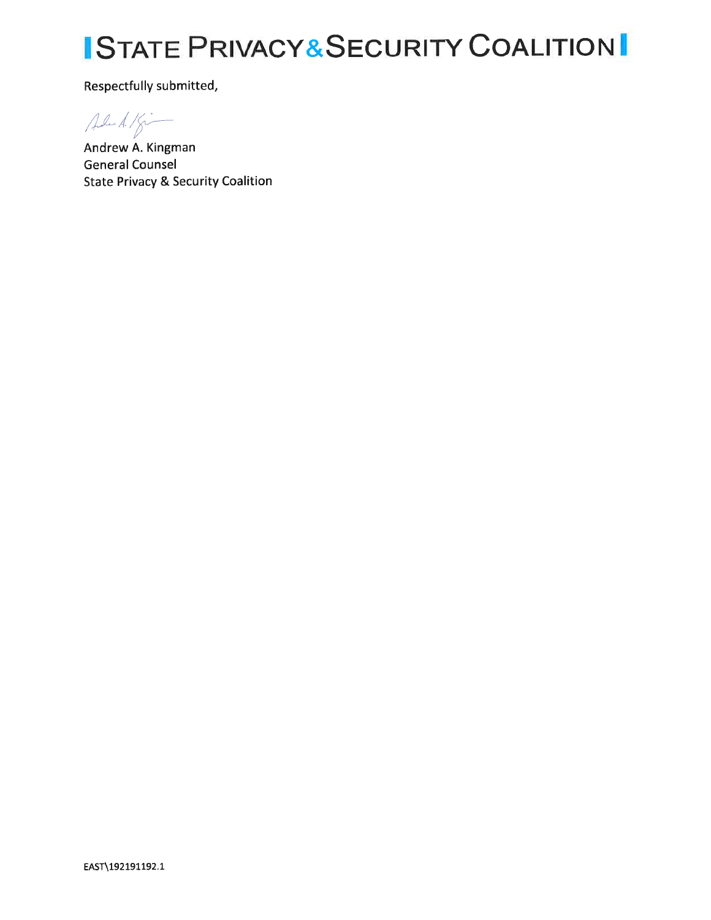Respectfully submitted,

Andrew A. Kingman
General Counsel
State Privacy & Security Coalition

EAST\192191192.1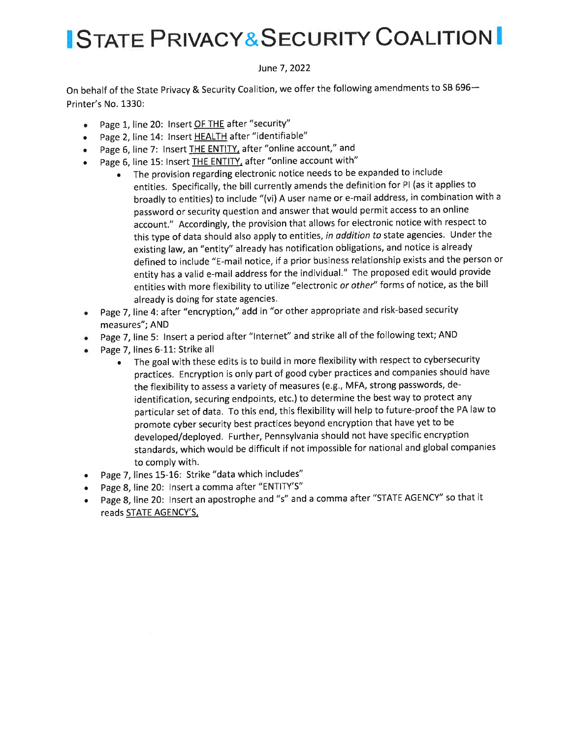# STATE PRIVACY & SECURITY COALITION

June 7, 2022

On behalf of the State Privacy & Security Coalition, we offer the following amendments to SB 696—Printer's No. 1330:

- Page 1, line 20: Insert <u>OF THE</u> after "security"
- Page 2, line 14: Insert <u>HEALTH</u> after "identifiable"
- Page 6, line 7: Insert <u>THE ENTITY,</u> after "online account," and
- Page 6, line 15: Insert <u>THE ENTITY,</u> after "online account with"
  - The provision regarding electronic notice needs to be expanded to include entities. Specifically, the bill currently amends the definition for PI (as it applies to broadly to entities) to include "(vi) A user name or e-mail address, in combination with a password or security question and answer that would permit access to an online account." Accordingly, the provision that allows for electronic notice with respect to this type of data should also apply to entities, *in addition to* state agencies. Under the existing law, an "entity" already has notification obligations, and notice is already defined to include "E-mail notice, if a prior business relationship exists and the person or entity has a valid e-mail address for the individual." The proposed edit would provide entities with more flexibility to utilize "electronic *or other*" forms of notice, as the bill already is doing for state agencies.
- Page 7, line 4: after "encryption," add in "or other appropriate and risk-based security measures"; AND
- Page 7, line 5: Insert a period after "Internet" and strike all of the following text; AND
- Page 7, lines 6-11: Strike all
  - The goal with these edits is to build in more flexibility with respect to cybersecurity practices. Encryption is only part of good cyber practices and companies should have the flexibility to assess a variety of measures (e.g., MFA, strong passwords, de-identification, securing endpoints, etc.) to determine the best way to protect any particular set of data. To this end, this flexibility will help to future-proof the PA law to promote cyber security best practices beyond encryption that have yet to be developed/deployed. Further, Pennsylvania should not have specific encryption standards, which would be difficult if not impossible for national and global companies to comply with.
- Page 7, lines 15-16: Strike "data which includes"
- Page 8, line 20: Insert a comma after "ENTITY'S"
- Page 8, line 20: Insert an apostrophe and "s" and a comma after "STATE AGENCY" so that it reads <u>STATE AGENCY'S,</u>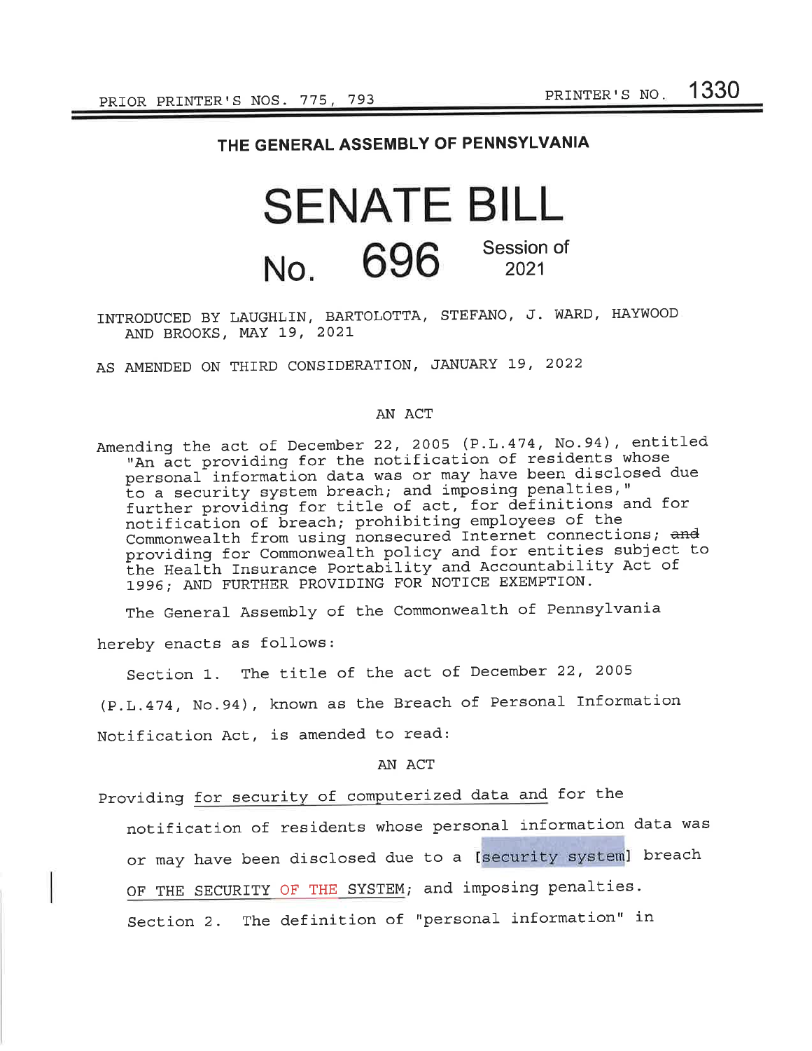PRIOR PRINTER'S NOS. 775, 793 PRINTER'S NO. 1330

# THE GENERAL ASSEMBLY OF PENNSYLVANIA

# SENATE BILL

## No. 696 Session of 2021

INTRODUCED BY LAUGHLIN, BARTOLOTTA, STEFANO, J. WARD, HAYWOOD AND BROOKS, MAY 19, 2021

AS AMENDED ON THIRD CONSIDERATION, JANUARY 19, 2022

AN ACT

Amending the act of December 22, 2005 (P.L.474, No.94), entitled "An act providing for the notification of residents whose personal information data was or may have been disclosed due to a security system breach; and imposing penalties," further providing for title of act, for definitions and for notification of breach; prohibiting employees of the Commonwealth from using nonsecured Internet connections; ~~and~~ providing for Commonwealth policy and for entities subject to the Health Insurance Portability and Accountability Act of 1996; AND FURTHER PROVIDING FOR NOTICE EXEMPTION.

The General Assembly of the Commonwealth of Pennsylvania hereby enacts as follows:

Section 1. The title of the act of December 22, 2005 (P.L.474, No.94), known as the Breach of Personal Information Notification Act, is amended to read:

AN ACT

Providing <u>for security of computerized data and</u> for the notification of residents whose personal information data was or may have been disclosed due to a [security system] breach <u>OF THE SECURITY OF THE SYSTEM</u>; and imposing penalties.

Section 2. The definition of "personal information" in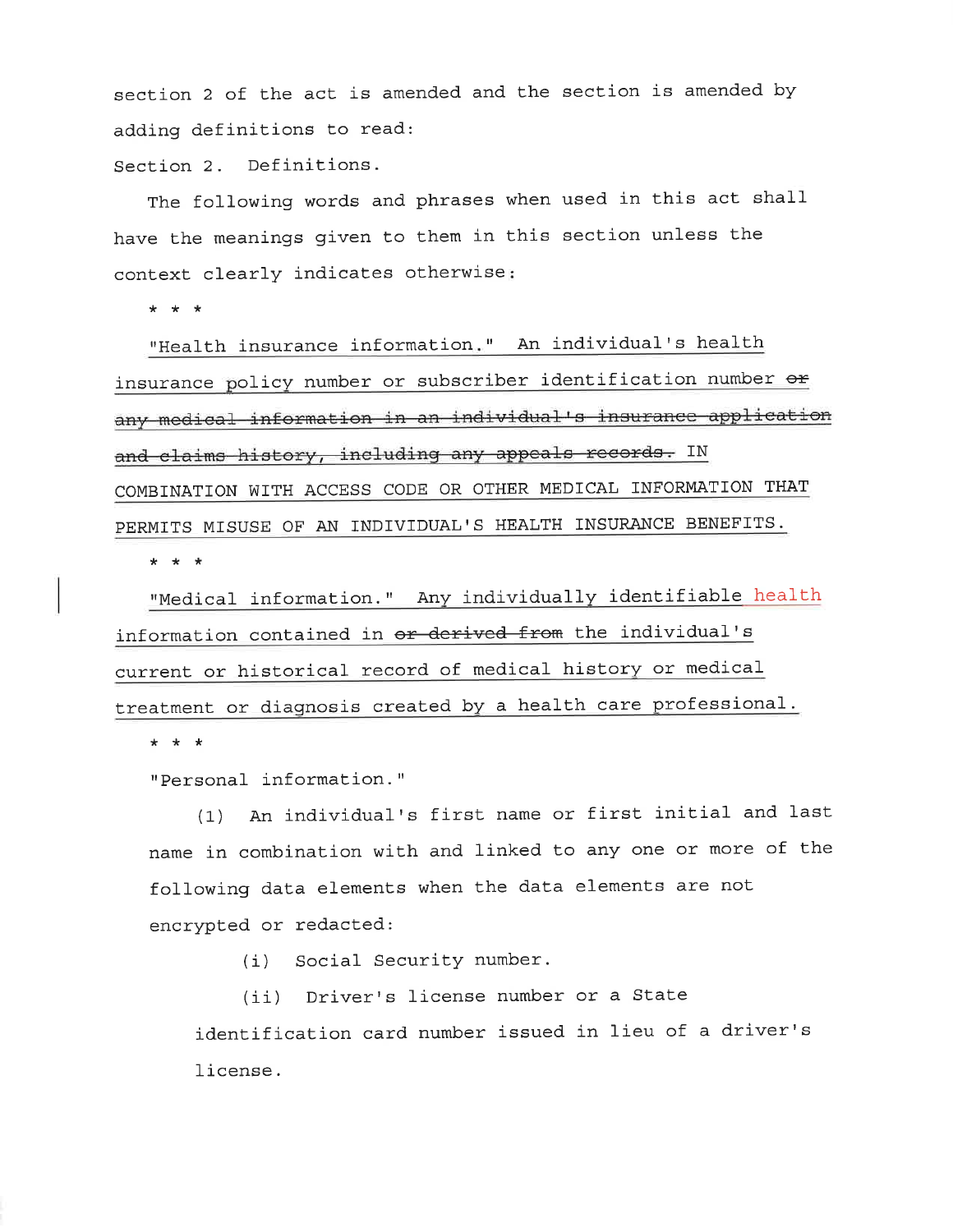section 2 of the act is amended and the section is amended by adding definitions to read:

Section 2. Definitions.

The following words and phrases when used in this act shall have the meanings given to them in this section unless the context clearly indicates otherwise:

* * *

"Health insurance information." An individual's health insurance policy number or subscriber identification number ~~or any medical information in an individual's insurance application and claims history, including any appeals records.~~ IN COMBINATION WITH ACCESS CODE OR OTHER MEDICAL INFORMATION THAT PERMITS MISUSE OF AN INDIVIDUAL'S HEALTH INSURANCE BENEFITS.

* * *

"Medical information." Any individually identifiable health information contained in ~~or derived from~~ the individual's current or historical record of medical history or medical treatment or diagnosis created by a health care professional.

* * *

"Personal information."

(1) An individual's first name or first initial and last name in combination with and linked to any one or more of the following data elements when the data elements are not encrypted or redacted:

(i) Social Security number.

(ii) Driver's license number or a State identification card number issued in lieu of a driver's license.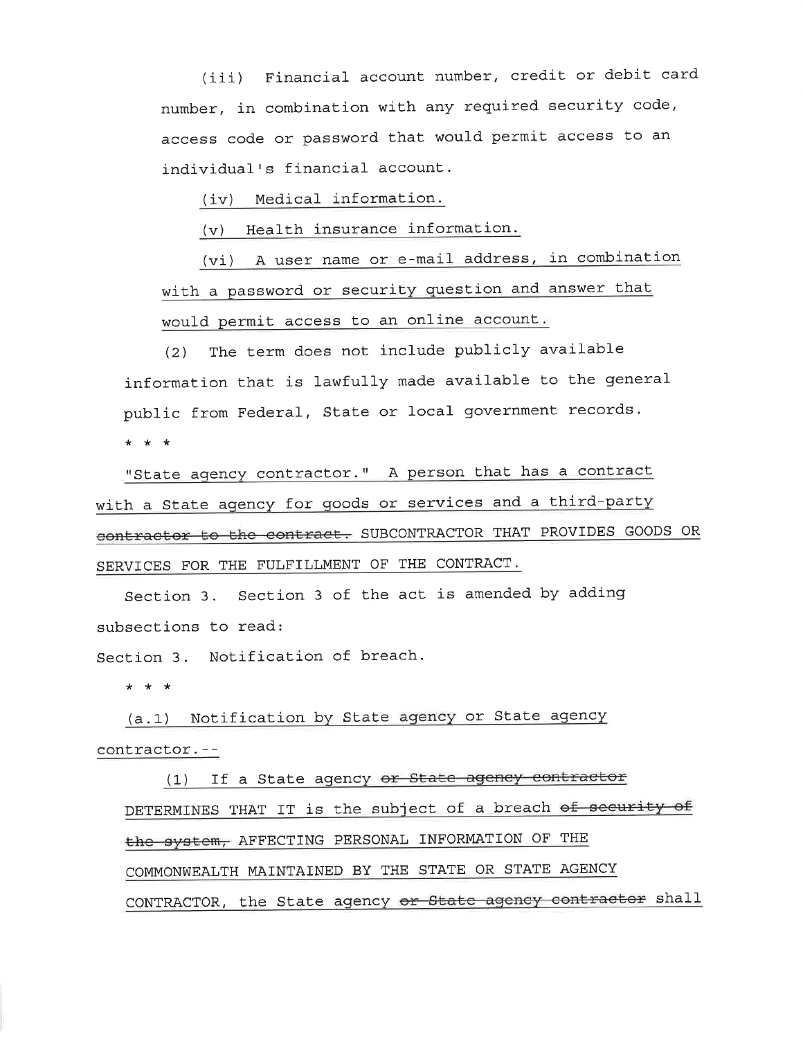(iii) Financial account number, credit or debit card number, in combination with any required security code, access code or password that would permit access to an individual's financial account.

<u>(iv) Medical information.</u>

<u>(v) Health insurance information.</u>

<u>(vi) A user name or e-mail address, in combination with a password or security question and answer that would permit access to an online account.</u>

(2) The term does not include publicly available information that is lawfully made available to the general public from Federal, State or local government records.

\* \* \*

<u>"State agency contractor." A person that has a contract with a State agency for goods or services and a third-party ~~contractor to the contract.~~ SUBCONTRACTOR THAT PROVIDES GOODS OR SERVICES FOR THE FULFILLMENT OF THE CONTRACT.</u>

Section 3. Section 3 of the act is amended by adding subsections to read:

Section 3. Notification of breach.

\* \* \*

<u>(a.1) Notification by State agency or State agency contractor.--</u>

<u>(1) If a State agency ~~or State agency contractor~~ DETERMINES THAT IT is the subject of a breach ~~of security of the system,~~ AFFECTING PERSONAL INFORMATION OF THE COMMONWEALTH MAINTAINED BY THE STATE OR STATE AGENCY CONTRACTOR, the State agency ~~or State agency contractor~~ shall</u>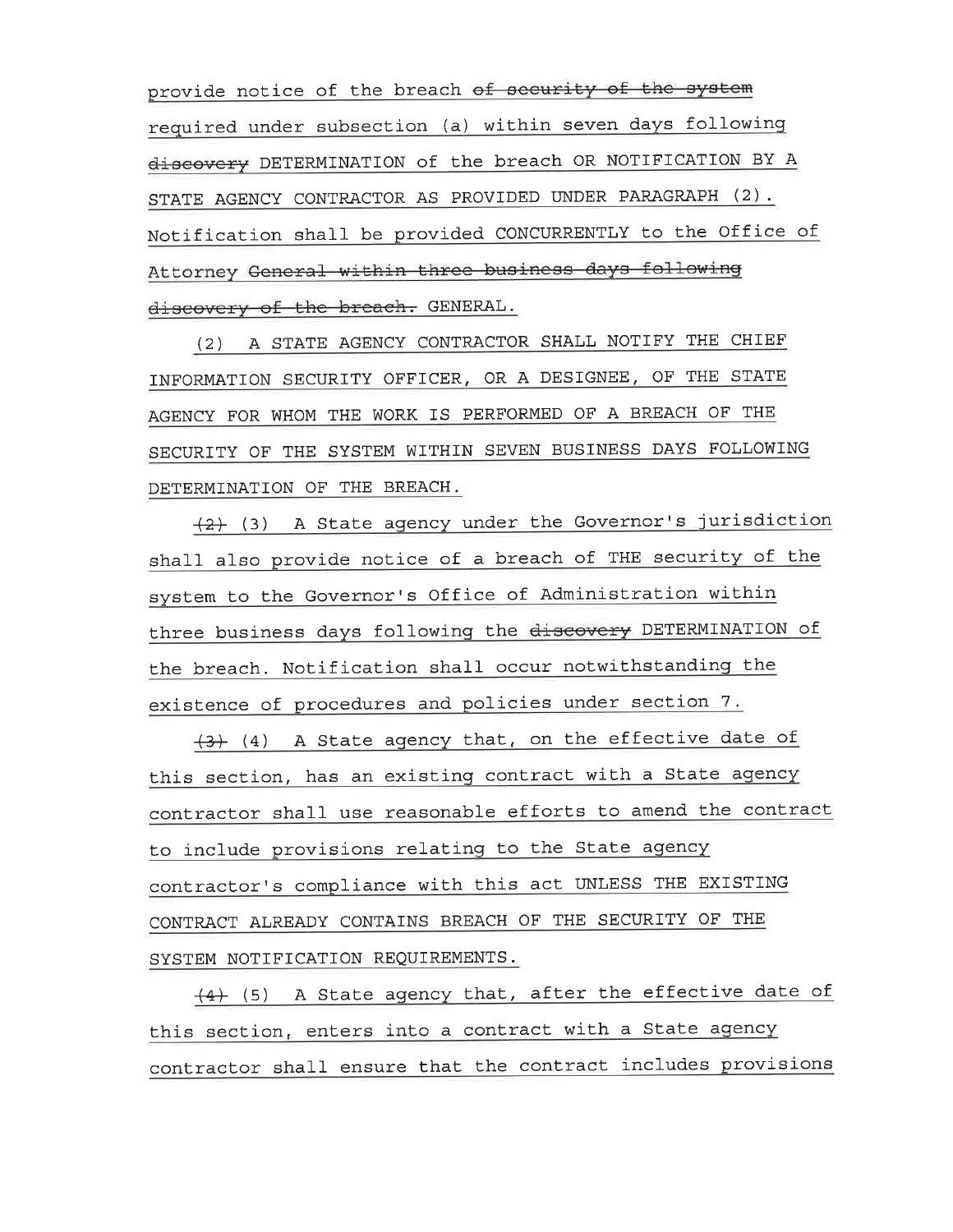provide notice of the breach ~~of security of the system~~ required under subsection (a) within seven days following ~~discovery~~ DETERMINATION of the breach OR NOTIFICATION BY A STATE AGENCY CONTRACTOR AS PROVIDED UNDER PARAGRAPH (2). Notification shall be provided CONCURRENTLY to the Office of Attorney ~~General within three business days following discovery of the breach.~~ GENERAL.

(2) A STATE AGENCY CONTRACTOR SHALL NOTIFY THE CHIEF INFORMATION SECURITY OFFICER, OR A DESIGNEE, OF THE STATE AGENCY FOR WHOM THE WORK IS PERFORMED OF A BREACH OF THE SECURITY OF THE SYSTEM WITHIN SEVEN BUSINESS DAYS FOLLOWING DETERMINATION OF THE BREACH.

~~(2)~~ (3) A State agency under the Governor's jurisdiction shall also provide notice of a breach of THE security of the system to the Governor's Office of Administration within three business days following the ~~discovery~~ DETERMINATION of the breach. Notification shall occur notwithstanding the existence of procedures and policies under section 7.

~~(3)~~ (4) A State agency that, on the effective date of this section, has an existing contract with a State agency contractor shall use reasonable efforts to amend the contract to include provisions relating to the State agency contractor's compliance with this act UNLESS THE EXISTING CONTRACT ALREADY CONTAINS BREACH OF THE SECURITY OF THE SYSTEM NOTIFICATION REQUIREMENTS.

~~(4)~~ (5) A State agency that, after the effective date of this section, enters into a contract with a State agency contractor shall ensure that the contract includes provisions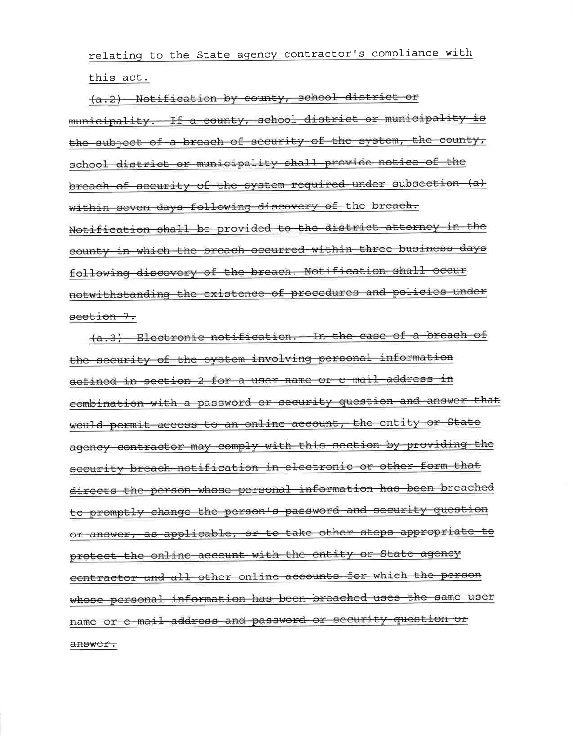relating to the State agency contractor's compliance with this act.

~~(a.2) Notification by county, school district or municipality. If a county, school district or municipality is the subject of a breach of security of the system, the county, school district or municipality shall provide notice of the breach of security of the system required under subsection (a) within seven days following discovery of the breach. Notification shall be provided to the district attorney in the county in which the breach occurred within three business days following discovery of the breach. Notification shall occur notwithstanding the existence of procedures and policies under section 7.~~

~~(a.3) Electronic notification. In the case of a breach of the security of the system involving personal information defined in section 2 for a user name or e-mail address in combination with a password or security question and answer that would permit access to an online account, the entity or State agency contractor may comply with this section by providing the security breach notification in electronic or other form that directs the person whose personal information has been breached to promptly change the person's password and security question or answer, as applicable, or to take other steps appropriate to protect the online account with the entity or State agency contractor and all other online accounts for which the person whose personal information has been breached uses the same user name or e-mail address and password or security question or answer.~~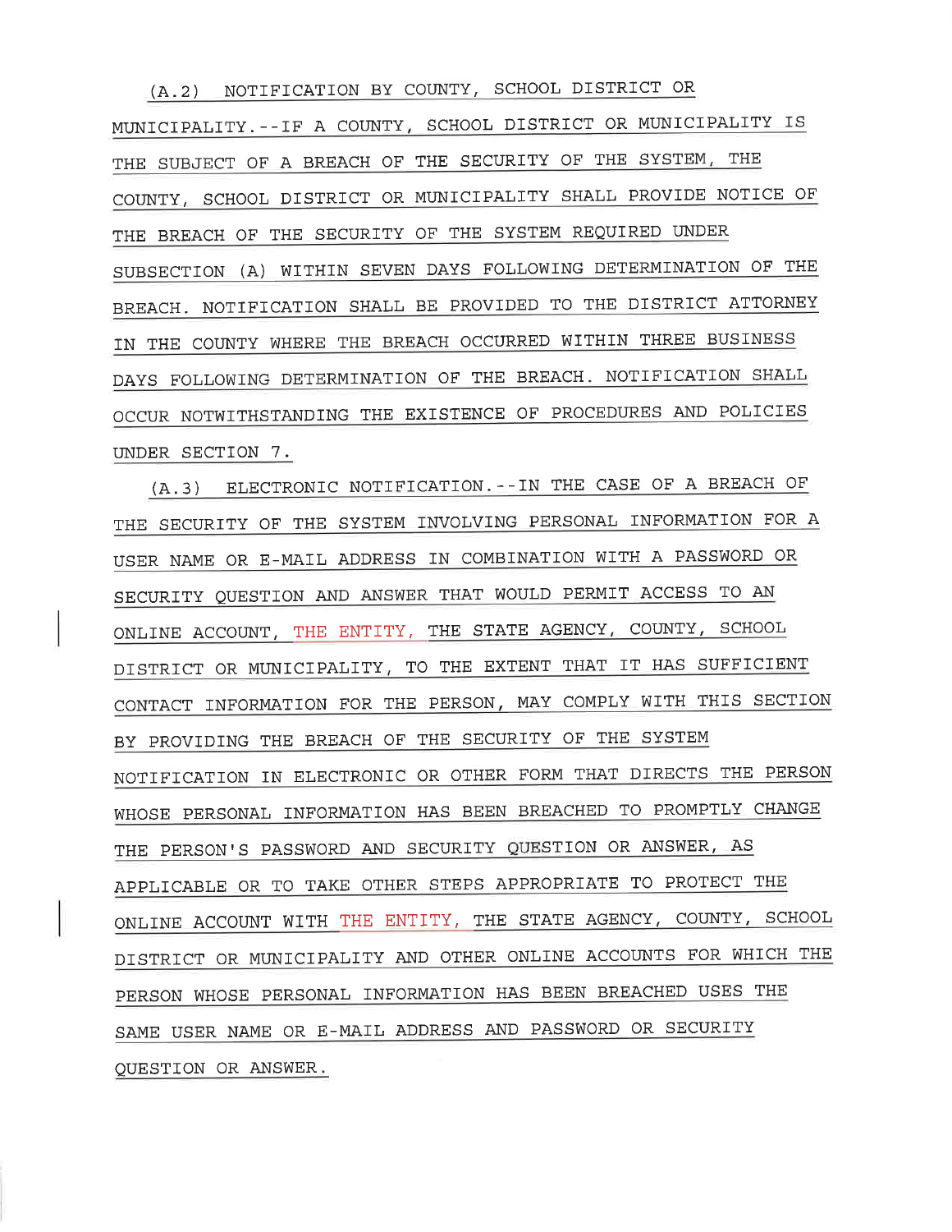(A.2) NOTIFICATION BY COUNTY, SCHOOL DISTRICT OR MUNICIPALITY.--IF A COUNTY, SCHOOL DISTRICT OR MUNICIPALITY IS THE SUBJECT OF A BREACH OF THE SECURITY OF THE SYSTEM, THE COUNTY, SCHOOL DISTRICT OR MUNICIPALITY SHALL PROVIDE NOTICE OF THE BREACH OF THE SECURITY OF THE SYSTEM REQUIRED UNDER SUBSECTION (A) WITHIN SEVEN DAYS FOLLOWING DETERMINATION OF THE BREACH. NOTIFICATION SHALL BE PROVIDED TO THE DISTRICT ATTORNEY IN THE COUNTY WHERE THE BREACH OCCURRED WITHIN THREE BUSINESS DAYS FOLLOWING DETERMINATION OF THE BREACH. NOTIFICATION SHALL OCCUR NOTWITHSTANDING THE EXISTENCE OF PROCEDURES AND POLICIES UNDER SECTION 7.

(A.3) ELECTRONIC NOTIFICATION.--IN THE CASE OF A BREACH OF THE SECURITY OF THE SYSTEM INVOLVING PERSONAL INFORMATION FOR A USER NAME OR E-MAIL ADDRESS IN COMBINATION WITH A PASSWORD OR SECURITY QUESTION AND ANSWER THAT WOULD PERMIT ACCESS TO AN ONLINE ACCOUNT, THE ENTITY, THE STATE AGENCY, COUNTY, SCHOOL DISTRICT OR MUNICIPALITY, TO THE EXTENT THAT IT HAS SUFFICIENT CONTACT INFORMATION FOR THE PERSON, MAY COMPLY WITH THIS SECTION BY PROVIDING THE BREACH OF THE SECURITY OF THE SYSTEM NOTIFICATION IN ELECTRONIC OR OTHER FORM THAT DIRECTS THE PERSON WHOSE PERSONAL INFORMATION HAS BEEN BREACHED TO PROMPTLY CHANGE THE PERSON'S PASSWORD AND SECURITY QUESTION OR ANSWER, AS APPLICABLE OR TO TAKE OTHER STEPS APPROPRIATE TO PROTECT THE ONLINE ACCOUNT WITH THE ENTITY, THE STATE AGENCY, COUNTY, SCHOOL DISTRICT OR MUNICIPALITY AND OTHER ONLINE ACCOUNTS FOR WHICH THE PERSON WHOSE PERSONAL INFORMATION HAS BEEN BREACHED USES THE SAME USER NAME OR E-MAIL ADDRESS AND PASSWORD OR SECURITY QUESTION OR ANSWER.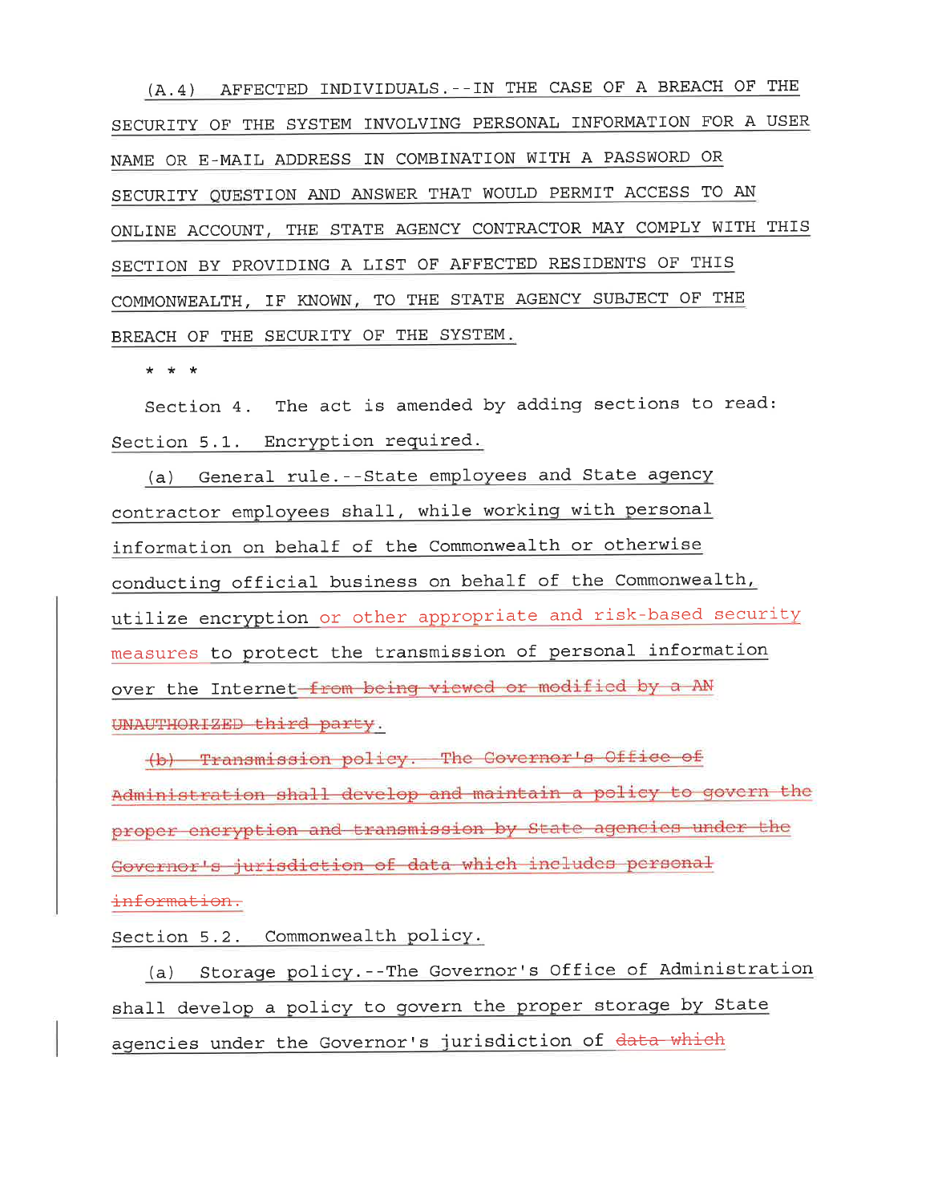(A.4) AFFECTED INDIVIDUALS.--IN THE CASE OF A BREACH OF THE SECURITY OF THE SYSTEM INVOLVING PERSONAL INFORMATION FOR A USER NAME OR E-MAIL ADDRESS IN COMBINATION WITH A PASSWORD OR SECURITY QUESTION AND ANSWER THAT WOULD PERMIT ACCESS TO AN ONLINE ACCOUNT, THE STATE AGENCY CONTRACTOR MAY COMPLY WITH THIS SECTION BY PROVIDING A LIST OF AFFECTED RESIDENTS OF THIS COMMONWEALTH, IF KNOWN, TO THE STATE AGENCY SUBJECT OF THE BREACH OF THE SECURITY OF THE SYSTEM.

\* \* \*

Section 4. The act is amended by adding sections to read:

Section 5.1. Encryption required.

(a) General rule.--State employees and State agency contractor employees shall, while working with personal information on behalf of the Commonwealth or otherwise conducting official business on behalf of the Commonwealth, utilize encryption or other appropriate and risk-based security measures to protect the transmission of personal information over the Internet ~~from being viewed or modified by a AN UNAUTHORIZED third party~~.

~~(b) Transmission policy. The Governor's Office of Administration shall develop and maintain a policy to govern the proper encryption and transmission by State agencies under the Governor's jurisdiction of data which includes personal information.~~

Section 5.2. Commonwealth policy.

(a) Storage policy.--The Governor's Office of Administration shall develop a policy to govern the proper storage by State agencies under the Governor's jurisdiction of ~~data which~~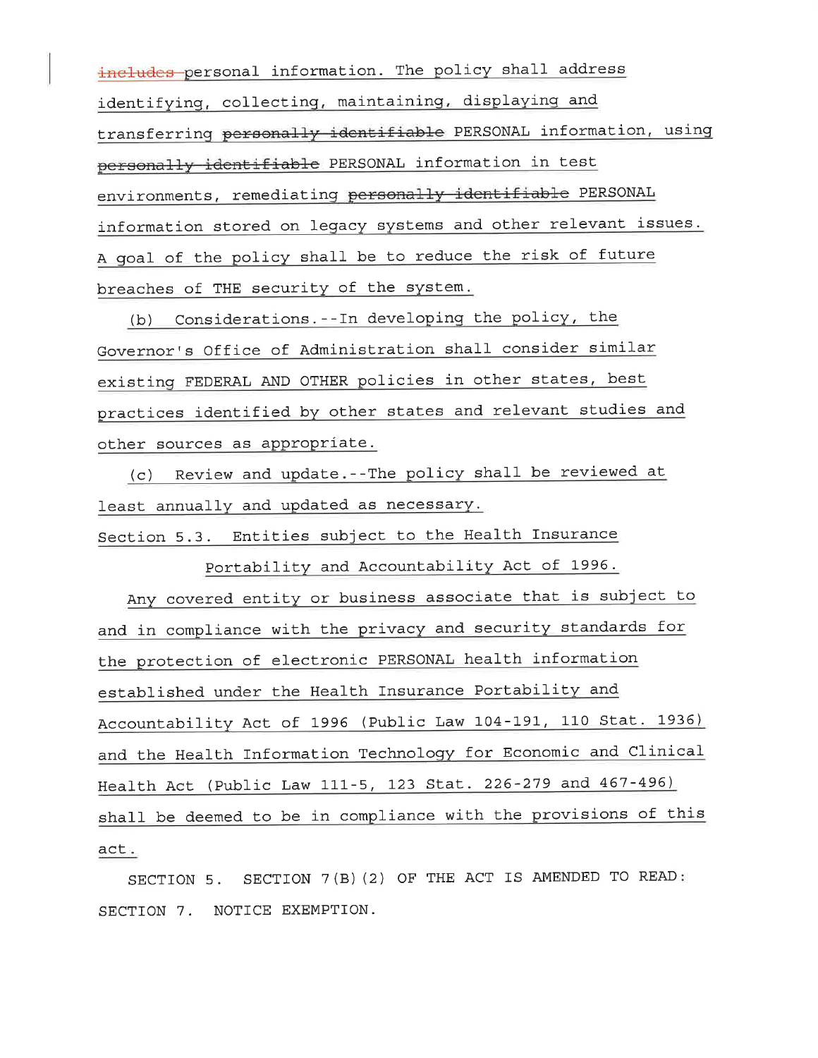~~includes~~ personal information. The policy shall address identifying, collecting, maintaining, displaying and transferring ~~personally identifiable~~ PERSONAL information, using ~~personally identifiable~~ PERSONAL information in test environments, remediating ~~personally identifiable~~ PERSONAL information stored on legacy systems and other relevant issues. A goal of the policy shall be to reduce the risk of future breaches of THE security of the system.

(b) Considerations.--In developing the policy, the Governor's Office of Administration shall consider similar existing FEDERAL AND OTHER policies in other states, best practices identified by other states and relevant studies and other sources as appropriate.

(c) Review and update.--The policy shall be reviewed at least annually and updated as necessary.

Section 5.3. Entities subject to the Health Insurance Portability and Accountability Act of 1996.

Any covered entity or business associate that is subject to and in compliance with the privacy and security standards for the protection of electronic PERSONAL health information established under the Health Insurance Portability and Accountability Act of 1996 (Public Law 104-191, 110 Stat. 1936) and the Health Information Technology for Economic and Clinical Health Act (Public Law 111-5, 123 Stat. 226-279 and 467-496) shall be deemed to be in compliance with the provisions of this act.

SECTION 5. SECTION 7(B)(2) OF THE ACT IS AMENDED TO READ:

SECTION 7. NOTICE EXEMPTION.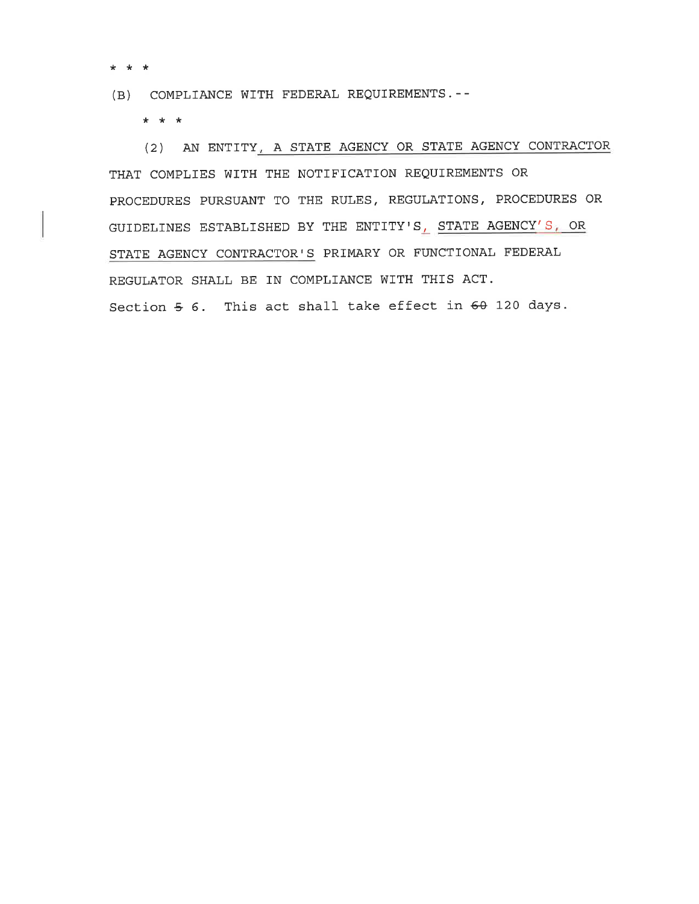\* \* \*

(B) COMPLIANCE WITH FEDERAL REQUIREMENTS.--

\* \* \*

(2) AN ENTITY, A STATE AGENCY OR STATE AGENCY CONTRACTOR THAT COMPLIES WITH THE NOTIFICATION REQUIREMENTS OR PROCEDURES PURSUANT TO THE RULES, REGULATIONS, PROCEDURES OR GUIDELINES ESTABLISHED BY THE ENTITY'S, STATE AGENCY'S, OR STATE AGENCY CONTRACTOR'S PRIMARY OR FUNCTIONAL FEDERAL REGULATOR SHALL BE IN COMPLIANCE WITH THIS ACT.

Section ~~5~~ 6. This act shall take effect in ~~60~~ 120 days.